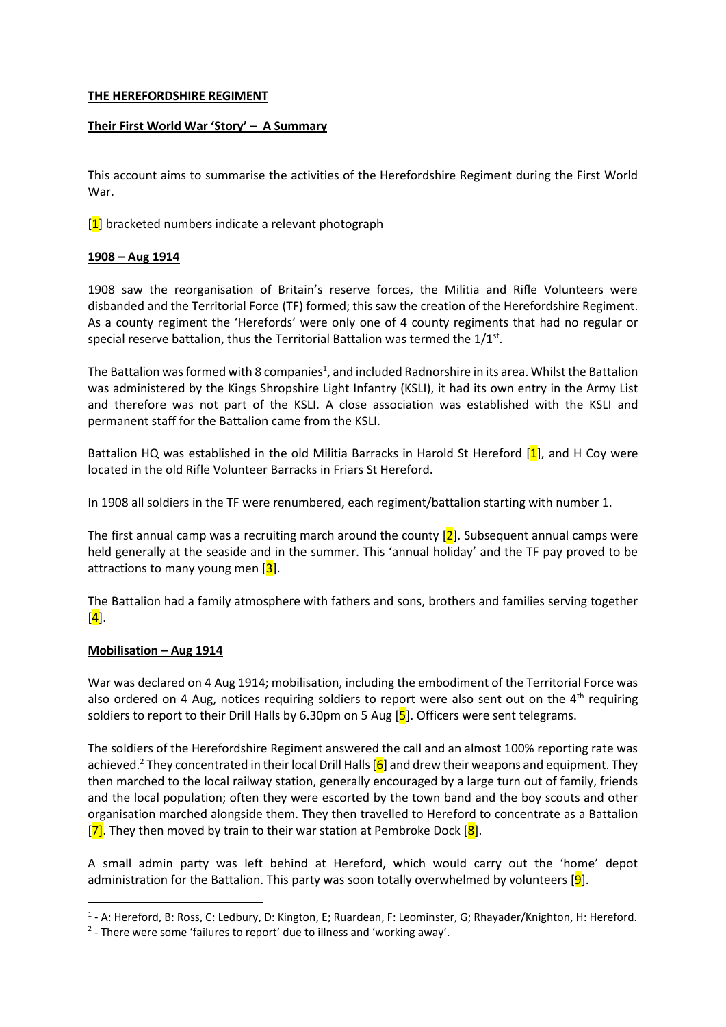**THE HEREFORDSHIRE REGIMENT**

**Their First World War 'Story' – A Summary**

This account aims to summarise the activities of the Herefordshire Regiment during the First World War.

[1] bracketed numbers indicate a relevant photograph

**1908 – Aug 1914**

1908 saw the reorganisation of Britain's reserve forces, the Militia and Rifle Volunteers were disbanded and the Territorial Force (TF) formed; this saw the creation of the Herefordshire Regiment. As a county regiment the 'Herefords' were only one of 4 county regiments that had no regular or special reserve battalion, thus the Territorial Battalion was termed the 1/1st.

The Battalion was formed with 8 companies[1], and included Radnorshire in its area. Whilst the Battalion was administered by the Kings Shropshire Light Infantry (KSLI), it had its own entry in the Army List and therefore was not part of the KSLI. A close association was established with the KSLI and permanent staff for the Battalion came from the KSLI.

Battalion HQ was established in the old Militia Barracks in Harold St Hereford [1], and H Coy were located in the old Rifle Volunteer Barracks in Friars St Hereford.

In 1908 all soldiers in the TF were renumbered, each regiment/battalion starting with number 1.

The first annual camp was a recruiting march around the county [2]. Subsequent annual camps were held generally at the seaside and in the summer. This 'annual holiday' and the TF pay proved to be attractions to many young men [3].

The Battalion had a family atmosphere with fathers and sons, brothers and families serving together [4].

**Mobilisation – Aug 1914**

War was declared on 4 Aug 1914; mobilisation, including the embodiment of the Territorial Force was also ordered on 4 Aug, notices requiring soldiers to report were also sent out on the 4th requiring soldiers to report to their Drill Halls by 6.30pm on 5 Aug [5]. Officers were sent telegrams.

The soldiers of the Herefordshire Regiment answered the call and an almost 100% reporting rate was achieved.[2] They concentrated in their local Drill Halls [6] and drew their weapons and equipment. They then marched to the local railway station, generally encouraged by a large turn out of family, friends and the local population; often they were escorted by the town band and the boy scouts and other organisation marched alongside them. They then travelled to Hereford to concentrate as a Battalion [7]. They then moved by train to their war station at Pembroke Dock [8].

A small admin party was left behind at Hereford, which would carry out the 'home' depot administration for the Battalion. This party was soon totally overwhelmed by volunteers [9].

---

[1] - A: Hereford, B: Ross, C: Ledbury, D: Kington, E; Ruardean, F: Leominster, G; Rhayader/Knighton, H: Hereford.

[2] - There were some 'failures to report' due to illness and 'working away'.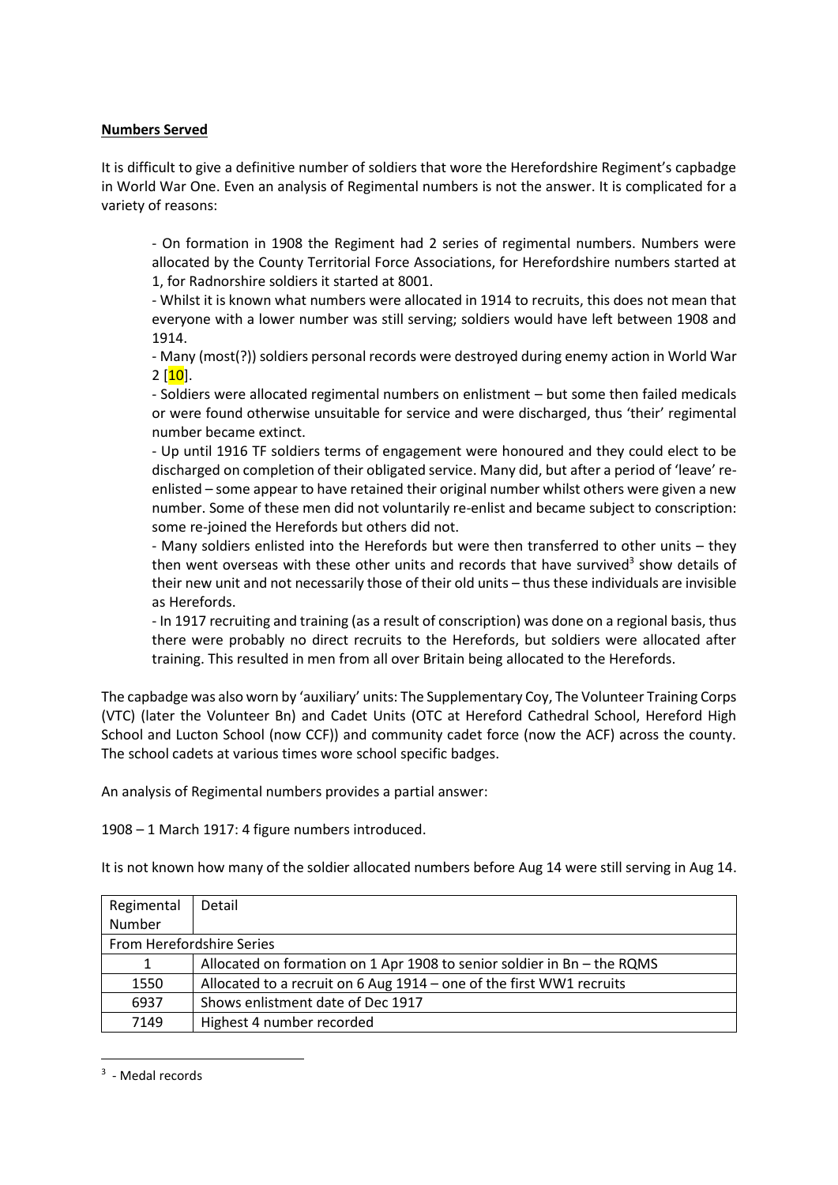**Numbers Served**

It is difficult to give a definitive number of soldiers that wore the Herefordshire Regiment's capbadge in World War One. Even an analysis of Regimental numbers is not the answer. It is complicated for a variety of reasons:

- On formation in 1908 the Regiment had 2 series of regimental numbers. Numbers were allocated by the County Territorial Force Associations, for Herefordshire numbers started at 1, for Radnorshire soldiers it started at 8001.
- Whilst it is known what numbers were allocated in 1914 to recruits, this does not mean that everyone with a lower number was still serving; soldiers would have left between 1908 and 1914.
- Many (most(?)) soldiers personal records were destroyed during enemy action in World War 2 [10].
- Soldiers were allocated regimental numbers on enlistment – but some then failed medicals or were found otherwise unsuitable for service and were discharged, thus 'their' regimental number became extinct.
- Up until 1916 TF soldiers terms of engagement were honoured and they could elect to be discharged on completion of their obligated service. Many did, but after a period of 'leave' re-enlisted – some appear to have retained their original number whilst others were given a new number. Some of these men did not voluntarily re-enlist and became subject to conscription: some re-joined the Herefords but others did not.
- Many soldiers enlisted into the Herefords but were then transferred to other units – they then went overseas with these other units and records that have survived[3] show details of their new unit and not necessarily those of their old units – thus these individuals are invisible as Herefords.
- In 1917 recruiting and training (as a result of conscription) was done on a regional basis, thus there were probably no direct recruits to the Herefords, but soldiers were allocated after training. This resulted in men from all over Britain being allocated to the Herefords.

The capbadge was also worn by 'auxiliary' units: The Supplementary Coy, The Volunteer Training Corps (VTC) (later the Volunteer Bn) and Cadet Units (OTC at Hereford Cathedral School, Hereford High School and Lucton School (now CCF)) and community cadet force (now the ACF) across the county. The school cadets at various times wore school specific badges.

An analysis of Regimental numbers provides a partial answer:

1908 – 1 March 1917: 4 figure numbers introduced.

It is not known how many of the soldier allocated numbers before Aug 14 were still serving in Aug 14.

| Regimental Number | Detail |
|---|---|
| From Herefordshire Series | |
| 1 | Allocated on formation on 1 Apr 1908 to senior soldier in Bn – the RQMS |
| 1550 | Allocated to a recruit on 6 Aug 1914 – one of the first WW1 recruits |
| 6937 | Shows enlistment date of Dec 1917 |
| 7149 | Highest 4 number recorded |

[3] - Medal records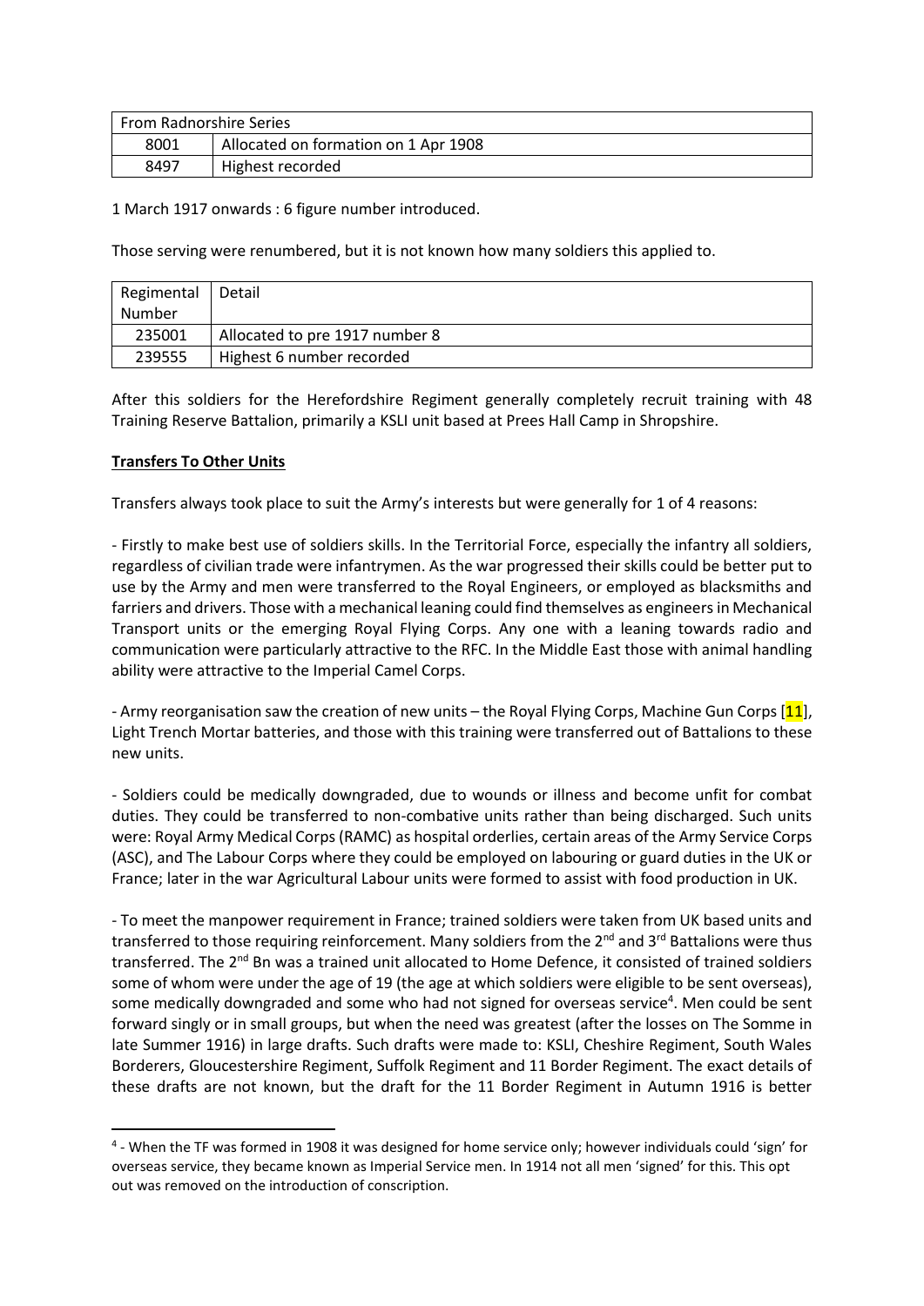| From Radnorshire Series | |
|---|---|
| 8001 | Allocated on formation on 1 Apr 1908 |
| 8497 | Highest recorded |

1 March 1917 onwards : 6 figure number introduced.

Those serving were renumbered, but it is not known how many soldiers this applied to.

| Regimental Number | Detail |
|---|---|
| 235001 | Allocated to pre 1917 number 8 |
| 239555 | Highest 6 number recorded |

After this soldiers for the Herefordshire Regiment generally completely recruit training with 48 Training Reserve Battalion, primarily a KSLI unit based at Prees Hall Camp in Shropshire.

**Transfers To Other Units**

Transfers always took place to suit the Army's interests but were generally for 1 of 4 reasons:

- Firstly to make best use of soldiers skills. In the Territorial Force, especially the infantry all soldiers, regardless of civilian trade were infantrymen. As the war progressed their skills could be better put to use by the Army and men were transferred to the Royal Engineers, or employed as blacksmiths and farriers and drivers. Those with a mechanical leaning could find themselves as engineers in Mechanical Transport units or the emerging Royal Flying Corps. Any one with a leaning towards radio and communication were particularly attractive to the RFC. In the Middle East those with animal handling ability were attractive to the Imperial Camel Corps.

- Army reorganisation saw the creation of new units – the Royal Flying Corps, Machine Gun Corps [11], Light Trench Mortar batteries, and those with this training were transferred out of Battalions to these new units.

- Soldiers could be medically downgraded, due to wounds or illness and become unfit for combat duties. They could be transferred to non-combative units rather than being discharged. Such units were: Royal Army Medical Corps (RAMC) as hospital orderlies, certain areas of the Army Service Corps (ASC), and The Labour Corps where they could be employed on labouring or guard duties in the UK or France; later in the war Agricultural Labour units were formed to assist with food production in UK.

- To meet the manpower requirement in France; trained soldiers were taken from UK based units and transferred to those requiring reinforcement. Many soldiers from the 2nd and 3rd Battalions were thus transferred. The 2nd Bn was a trained unit allocated to Home Defence, it consisted of trained soldiers some of whom were under the age of 19 (the age at which soldiers were eligible to be sent overseas), some medically downgraded and some who had not signed for overseas service[4]. Men could be sent forward singly or in small groups, but when the need was greatest (after the losses on The Somme in late Summer 1916) in large drafts. Such drafts were made to: KSLI, Cheshire Regiment, South Wales Borderers, Gloucestershire Regiment, Suffolk Regiment and 11 Border Regiment. The exact details of these drafts are not known, but the draft for the 11 Border Regiment in Autumn 1916 is better

[4] - When the TF was formed in 1908 it was designed for home service only; however individuals could 'sign' for overseas service, they became known as Imperial Service men. In 1914 not all men 'signed' for this. This opt out was removed on the introduction of conscription.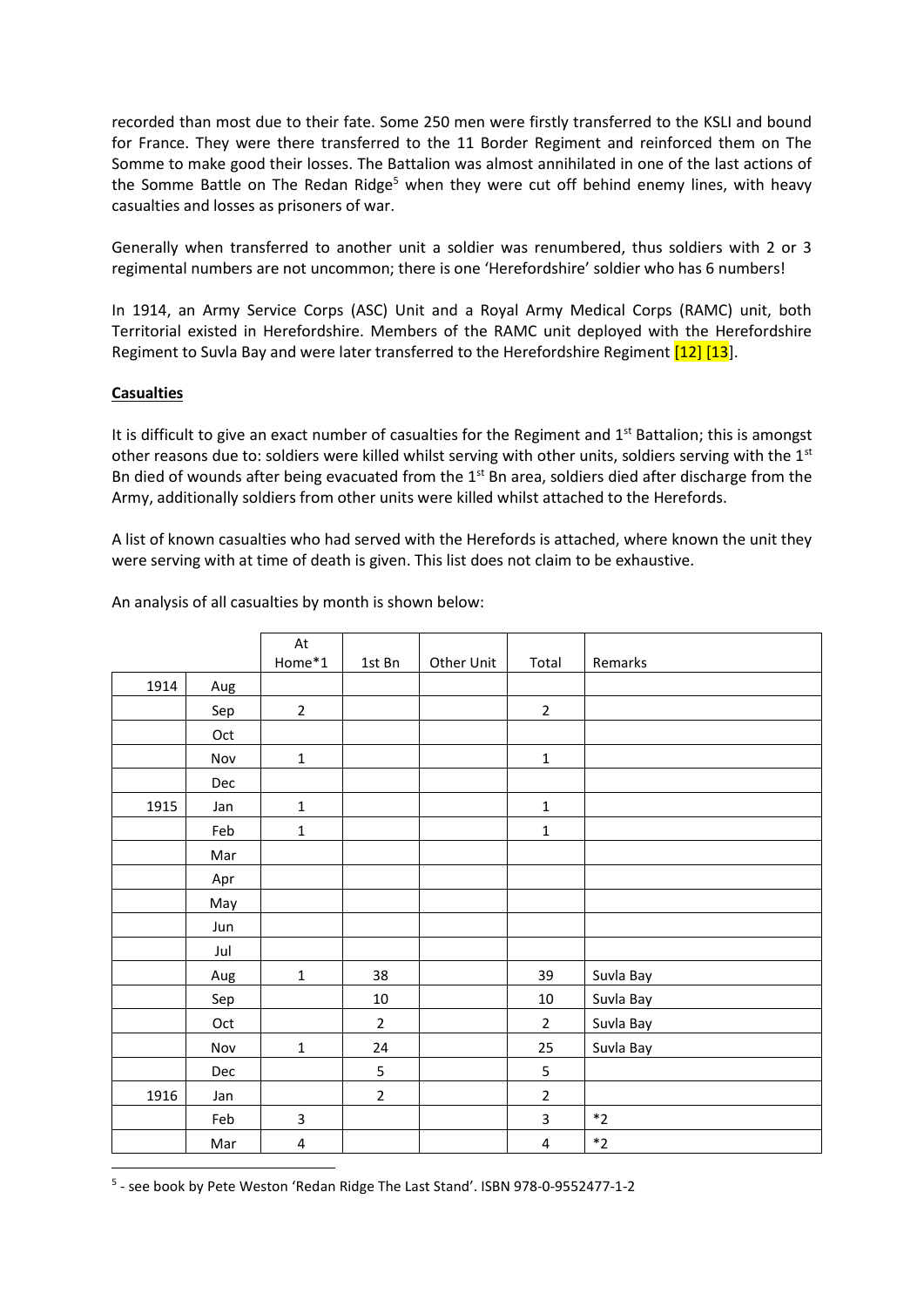recorded than most due to their fate. Some 250 men were firstly transferred to the KSLI and bound for France. They were there transferred to the 11 Border Regiment and reinforced them on The Somme to make good their losses. The Battalion was almost annihilated in one of the last actions of the Somme Battle on The Redan Ridge[5] when they were cut off behind enemy lines, with heavy casualties and losses as prisoners of war.

Generally when transferred to another unit a soldier was renumbered, thus soldiers with 2 or 3 regimental numbers are not uncommon; there is one 'Herefordshire' soldier who has 6 numbers!

In 1914, an Army Service Corps (ASC) Unit and a Royal Army Medical Corps (RAMC) unit, both Territorial existed in Herefordshire. Members of the RAMC unit deployed with the Herefordshire Regiment to Suvla Bay and were later transferred to the Herefordshire Regiment [12] [13].

**Casualties**

It is difficult to give an exact number of casualties for the Regiment and 1st Battalion; this is amongst other reasons due to: soldiers were killed whilst serving with other units, soldiers serving with the 1st Bn died of wounds after being evacuated from the 1st Bn area, soldiers died after discharge from the Army, additionally soldiers from other units were killed whilst attached to the Herefords.

A list of known casualties who had served with the Herefords is attached, where known the unit they were serving with at time of death is given. This list does not claim to be exhaustive.

An analysis of all casualties by month is shown below:

| | | At Home*1 | 1st Bn | Other Unit | Total | Remarks |
|---|---|---|---|---|---|---|
| 1914 | Aug | | | | | |
| | Sep | 2 | | | 2 | |
| | Oct | | | | | |
| | Nov | 1 | | | 1 | |
| | Dec | | | | | |
| 1915 | Jan | 1 | | | 1 | |
| | Feb | 1 | | | 1 | |
| | Mar | | | | | |
| | Apr | | | | | |
| | May | | | | | |
| | Jun | | | | | |
| | Jul | | | | | |
| | Aug | 1 | 38 | | 39 | Suvla Bay |
| | Sep | | 10 | | 10 | Suvla Bay |
| | Oct | | 2 | | 2 | Suvla Bay |
| | Nov | 1 | 24 | | 25 | Suvla Bay |
| | Dec | | 5 | | 5 | |
| 1916 | Jan | | 2 | | 2 | |
| | Feb | 3 | | | 3 | *2 |
| | Mar | 4 | | | 4 | *2 |

[5] - see book by Pete Weston 'Redan Ridge The Last Stand'. ISBN 978-0-9552477-1-2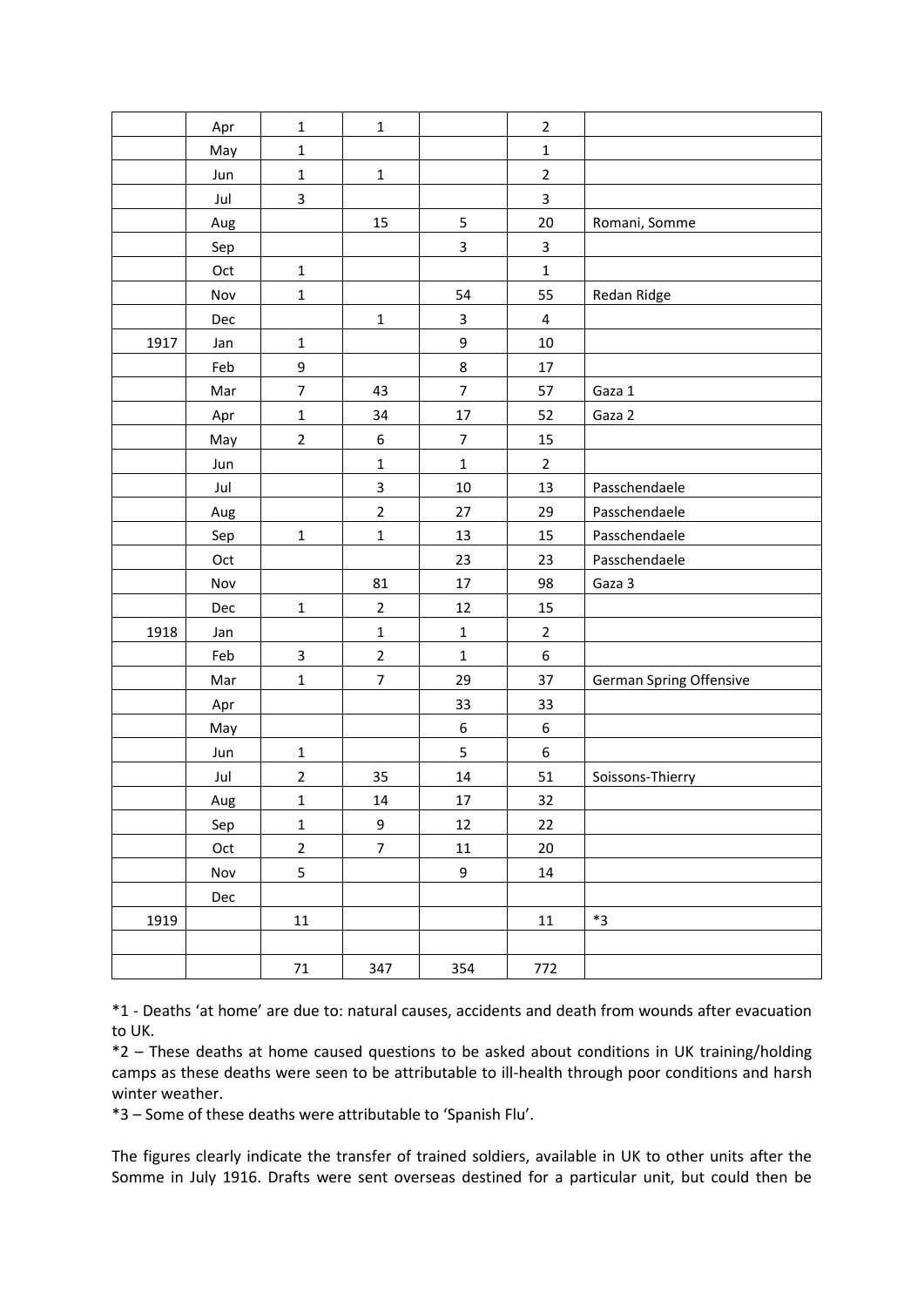| | | | | | | |
|---|---|---|---|---|---|---|
| | Apr | 1 | 1 | | 2 | |
| | May | 1 | | | 1 | |
| | Jun | 1 | 1 | | 2 | |
| | Jul | 3 | | | 3 | |
| | Aug | | 15 | 5 | 20 | Romani, Somme |
| | Sep | | | 3 | 3 | |
| | Oct | 1 | | | 1 | |
| | Nov | 1 | | 54 | 55 | Redan Ridge |
| | Dec | | 1 | 3 | 4 | |
| 1917 | Jan | 1 | | 9 | 10 | |
| | Feb | 9 | | 8 | 17 | |
| | Mar | 7 | 43 | 7 | 57 | Gaza 1 |
| | Apr | 1 | 34 | 17 | 52 | Gaza 2 |
| | May | 2 | 6 | 7 | 15 | |
| | Jun | | 1 | 1 | 2 | |
| | Jul | | 3 | 10 | 13 | Passchendaele |
| | Aug | | 2 | 27 | 29 | Passchendaele |
| | Sep | 1 | 1 | 13 | 15 | Passchendaele |
| | Oct | | | 23 | 23 | Passchendaele |
| | Nov | | 81 | 17 | 98 | Gaza 3 |
| | Dec | 1 | 2 | 12 | 15 | |
| 1918 | Jan | | 1 | 1 | 2 | |
| | Feb | 3 | 2 | 1 | 6 | |
| | Mar | 1 | 7 | 29 | 37 | German Spring Offensive |
| | Apr | | | 33 | 33 | |
| | May | | | 6 | 6 | |
| | Jun | 1 | | 5 | 6 | |
| | Jul | 2 | 35 | 14 | 51 | Soissons-Thierry |
| | Aug | 1 | 14 | 17 | 32 | |
| | Sep | 1 | 9 | 12 | 22 | |
| | Oct | 2 | 7 | 11 | 20 | |
| | Nov | 5 | | 9 | 14 | |
| | Dec | | | | | |
| 1919 | | 11 | | | 11 | *3 |
| | | | | | | |
| | | 71 | 347 | 354 | 772 | |

*1 - Deaths 'at home' are due to: natural causes, accidents and death from wounds after evacuation to UK.

*2 – These deaths at home caused questions to be asked about conditions in UK training/holding camps as these deaths were seen to be attributable to ill-health through poor conditions and harsh winter weather.

*3 – Some of these deaths were attributable to 'Spanish Flu'.

The figures clearly indicate the transfer of trained soldiers, available in UK to other units after the Somme in July 1916. Drafts were sent overseas destined for a particular unit, but could then be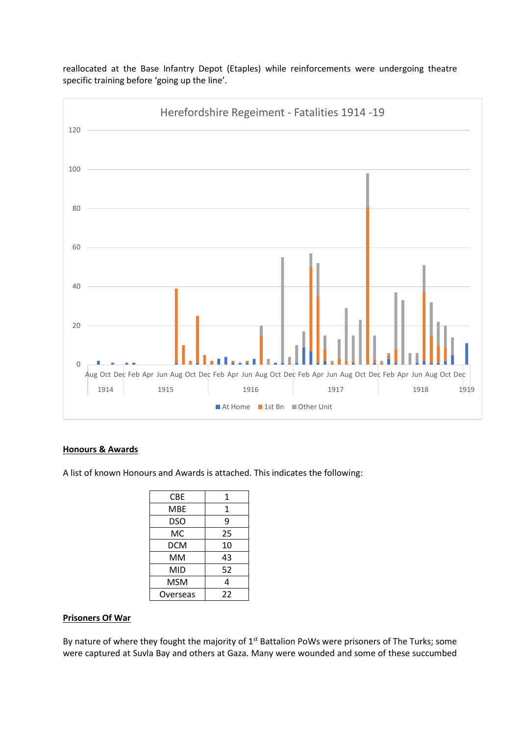reallocated at the Base Infantry Depot (Etaples) while reinforcements were undergoing theatre specific training before 'going up the line'.

Herefordshire Regeiment - Fatalities 1914 -19

## Honours & Awards

A list of known Honours and Awards is attached. This indicates the following:

| Award | Number |
|---|---|
| CBE | 1 |
| MBE | 1 |
| DSO | 9 |
| MC | 25 |
| DCM | 10 |
| MM | 43 |
| MID | 52 |
| MSM | 4 |
| Overseas | 22 |

## Prisoners Of War

By nature of where they fought the majority of 1st Battalion PoWs were prisoners of The Turks; some were captured at Suvla Bay and others at Gaza. Many were wounded and some of these succumbed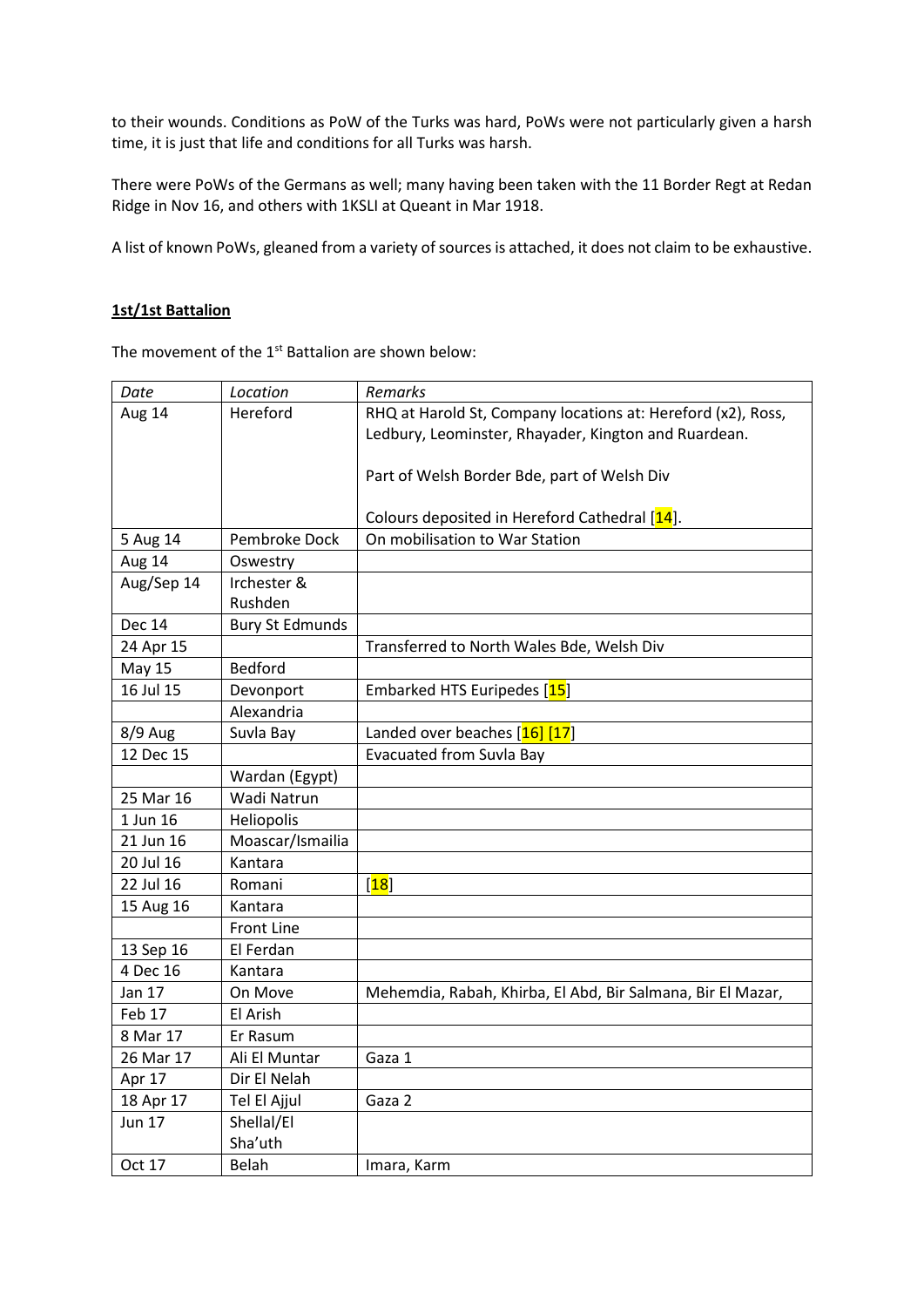to their wounds. Conditions as PoW of the Turks was hard, PoWs were not particularly given a harsh time, it is just that life and conditions for all Turks was harsh.

There were PoWs of the Germans as well; many having been taken with the 11 Border Regt at Redan Ridge in Nov 16, and others with 1KSLI at Queant in Mar 1918.

A list of known PoWs, gleaned from a variety of sources is attached, it does not claim to be exhaustive.

**1st/1st Battalion**

The movement of the 1st Battalion are shown below:

| *Date* | *Location* | *Remarks* |
|---|---|---|
| Aug 14 | Hereford | RHQ at Harold St, Company locations at: Hereford (x2), Ross, Ledbury, Leominster, Rhayader, Kington and Ruardean.<br><br>Part of Welsh Border Bde, part of Welsh Div<br><br>Colours deposited in Hereford Cathedral [14]. |
| 5 Aug 14 | Pembroke Dock | On mobilisation to War Station |
| Aug 14 | Oswestry | |
| Aug/Sep 14 | Irchester & Rushden | |
| Dec 14 | Bury St Edmunds | |
| 24 Apr 15 | | Transferred to North Wales Bde, Welsh Div |
| May 15 | Bedford | |
| 16 Jul 15 | Devonport | Embarked HTS Euripedes [15] |
| | Alexandria | |
| 8/9 Aug | Suvla Bay | Landed over beaches [16] [17] |
| 12 Dec 15 | | Evacuated from Suvla Bay |
| | Wardan (Egypt) | |
| 25 Mar 16 | Wadi Natrun | |
| 1 Jun 16 | Heliopolis | |
| 21 Jun 16 | Moascar/Ismailia | |
| 20 Jul 16 | Kantara | |
| 22 Jul 16 | Romani | [18] |
| 15 Aug 16 | Kantara | |
| | Front Line | |
| 13 Sep 16 | El Ferdan | |
| 4 Dec 16 | Kantara | |
| Jan 17 | On Move | Mehemdia, Rabah, Khirba, El Abd, Bir Salmana, Bir El Mazar, |
| Feb 17 | El Arish | |
| 8 Mar 17 | Er Rasum | |
| 26 Mar 17 | Ali El Muntar | Gaza 1 |
| Apr 17 | Dir El Nelah | |
| 18 Apr 17 | Tel El Ajjul | Gaza 2 |
| Jun 17 | Shellal/El Sha'uth | |
| Oct 17 | Belah | Imara, Karm |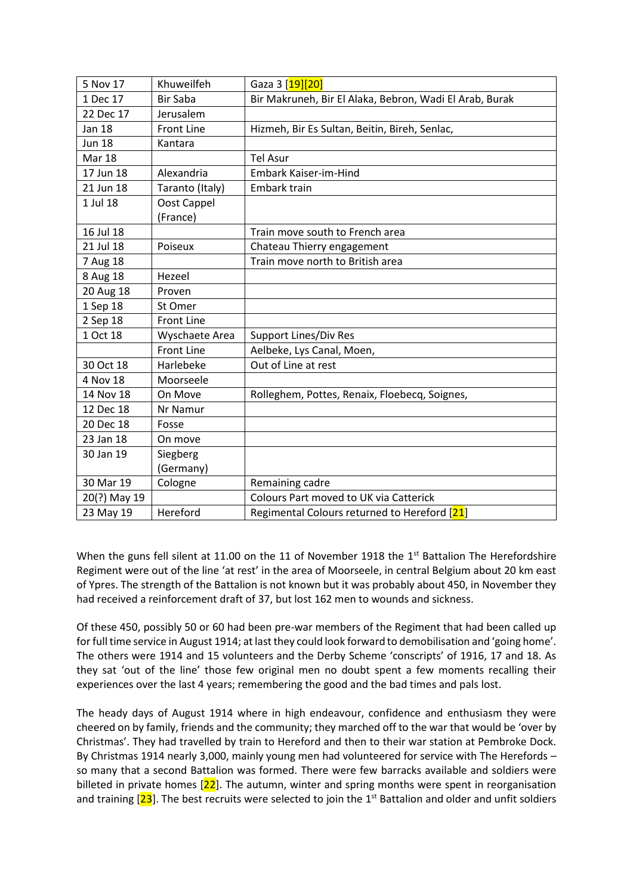| 5 Nov 17 | Khuweilfeh | Gaza 3 [19][20] |
|---|---|---|
| 1 Dec 17 | Bir Saba | Bir Makruneh, Bir El Alaka, Bebron, Wadi El Arab, Burak |
| 22 Dec 17 | Jerusalem | |
| Jan 18 | Front Line | Hizmeh, Bir Es Sultan, Beitin, Bireh, Senlac, |
| Jun 18 | Kantara | |
| Mar 18 | | Tel Asur |
| 17 Jun 18 | Alexandria | Embark Kaiser-im-Hind |
| 21 Jun 18 | Taranto (Italy) | Embark train |
| 1 Jul 18 | Oost Cappel (France) | |
| 16 Jul 18 | | Train move south to French area |
| 21 Jul 18 | Poiseux | Chateau Thierry engagement |
| 7 Aug 18 | | Train move north to British area |
| 8 Aug 18 | Hezeel | |
| 20 Aug 18 | Proven | |
| 1 Sep 18 | St Omer | |
| 2 Sep 18 | Front Line | |
| 1 Oct 18 | Wyschaete Area | Support Lines/Div Res |
| | Front Line | Aelbeke, Lys Canal, Moen, |
| 30 Oct 18 | Harlebeke | Out of Line at rest |
| 4 Nov 18 | Moorseele | |
| 14 Nov 18 | On Move | Rolleghem, Pottes, Renaix, Floebecq, Soignes, |
| 12 Dec 18 | Nr Namur | |
| 20 Dec 18 | Fosse | |
| 23 Jan 18 | On move | |
| 30 Jan 19 | Siegberg (Germany) | |
| 30 Mar 19 | Cologne | Remaining cadre |
| 20(?) May 19 | | Colours Part moved to UK via Catterick |
| 23 May 19 | Hereford | Regimental Colours returned to Hereford [21] |

When the guns fell silent at 11.00 on the 11 of November 1918 the 1st Battalion The Herefordshire Regiment were out of the line 'at rest' in the area of Moorseele, in central Belgium about 20 km east of Ypres. The strength of the Battalion is not known but it was probably about 450, in November they had received a reinforcement draft of 37, but lost 162 men to wounds and sickness.

Of these 450, possibly 50 or 60 had been pre-war members of the Regiment that had been called up for full time service in August 1914; at last they could look forward to demobilisation and 'going home'. The others were 1914 and 15 volunteers and the Derby Scheme 'conscripts' of 1916, 17 and 18. As they sat 'out of the line' those few original men no doubt spent a few moments recalling their experiences over the last 4 years; remembering the good and the bad times and pals lost.

The heady days of August 1914 where in high endeavour, confidence and enthusiasm they were cheered on by family, friends and the community; they marched off to the war that would be 'over by Christmas'. They had travelled by train to Hereford and then to their war station at Pembroke Dock. By Christmas 1914 nearly 3,000, mainly young men had volunteered for service with The Herefords – so many that a second Battalion was formed. There were few barracks available and soldiers were billeted in private homes [22]. The autumn, winter and spring months were spent in reorganisation and training [23]. The best recruits were selected to join the 1st Battalion and older and unfit soldiers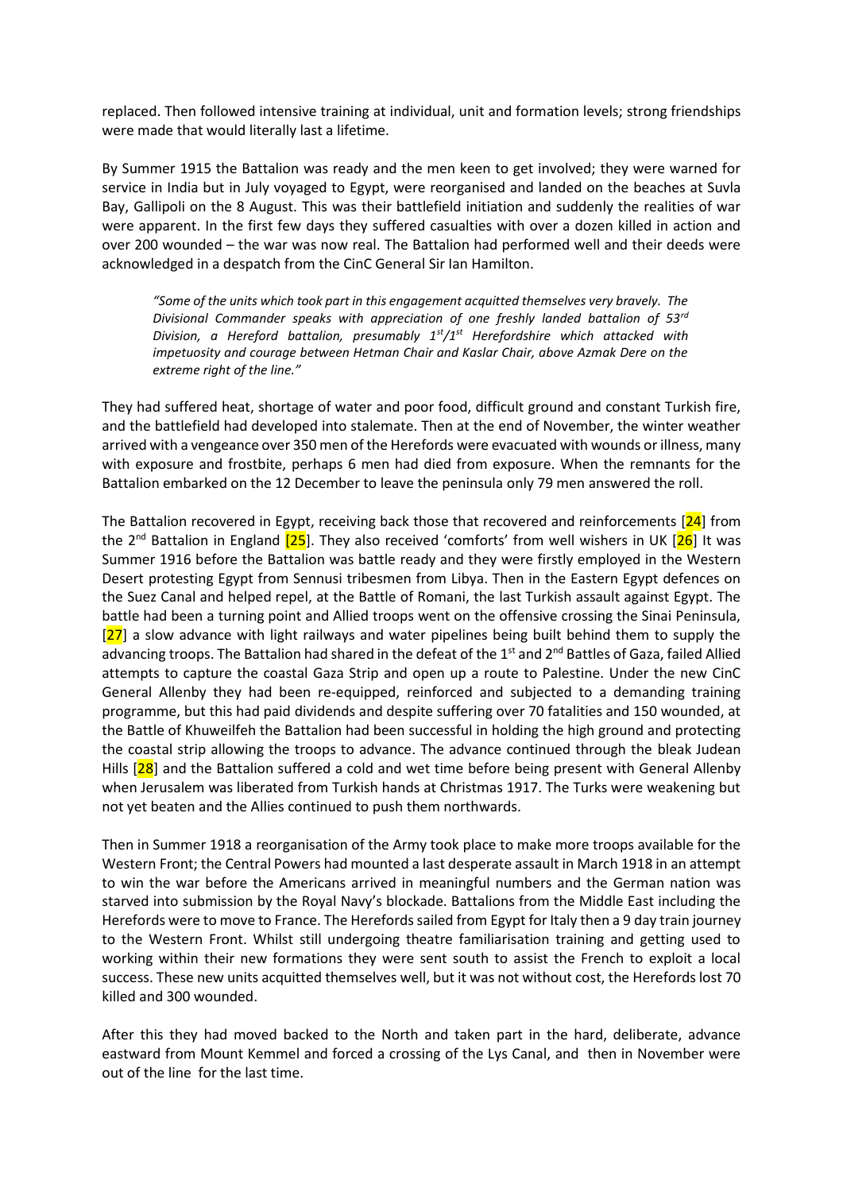replaced. Then followed intensive training at individual, unit and formation levels; strong friendships were made that would literally last a lifetime.

By Summer 1915 the Battalion was ready and the men keen to get involved; they were warned for service in India but in July voyaged to Egypt, were reorganised and landed on the beaches at Suvla Bay, Gallipoli on the 8 August. This was their battlefield initiation and suddenly the realities of war were apparent. In the first few days they suffered casualties with over a dozen killed in action and over 200 wounded – the war was now real. The Battalion had performed well and their deeds were acknowledged in a despatch from the CinC General Sir Ian Hamilton.

> *"Some of the units which took part in this engagement acquitted themselves very bravely. The Divisional Commander speaks with appreciation of one freshly landed battalion of 53rd Division, a Hereford battalion, presumably 1st/1st Herefordshire which attacked with impetuosity and courage between Hetman Chair and Kaslar Chair, above Azmak Dere on the extreme right of the line."*

They had suffered heat, shortage of water and poor food, difficult ground and constant Turkish fire, and the battlefield had developed into stalemate. Then at the end of November, the winter weather arrived with a vengeance over 350 men of the Herefords were evacuated with wounds or illness, many with exposure and frostbite, perhaps 6 men had died from exposure. When the remnants for the Battalion embarked on the 12 December to leave the peninsula only 79 men answered the roll.

The Battalion recovered in Egypt, receiving back those that recovered and reinforcements [24] from the 2nd Battalion in England [25]. They also received 'comforts' from well wishers in UK [26] It was Summer 1916 before the Battalion was battle ready and they were firstly employed in the Western Desert protesting Egypt from Sennusi tribesmen from Libya. Then in the Eastern Egypt defences on the Suez Canal and helped repel, at the Battle of Romani, the last Turkish assault against Egypt. The battle had been a turning point and Allied troops went on the offensive crossing the Sinai Peninsula, [27] a slow advance with light railways and water pipelines being built behind them to supply the advancing troops. The Battalion had shared in the defeat of the 1st and 2nd Battles of Gaza, failed Allied attempts to capture the coastal Gaza Strip and open up a route to Palestine. Under the new CinC General Allenby they had been re-equipped, reinforced and subjected to a demanding training programme, but this had paid dividends and despite suffering over 70 fatalities and 150 wounded, at the Battle of Khuweilfeh the Battalion had been successful in holding the high ground and protecting the coastal strip allowing the troops to advance. The advance continued through the bleak Judean Hills [28] and the Battalion suffered a cold and wet time before being present with General Allenby when Jerusalem was liberated from Turkish hands at Christmas 1917. The Turks were weakening but not yet beaten and the Allies continued to push them northwards.

Then in Summer 1918 a reorganisation of the Army took place to make more troops available for the Western Front; the Central Powers had mounted a last desperate assault in March 1918 in an attempt to win the war before the Americans arrived in meaningful numbers and the German nation was starved into submission by the Royal Navy's blockade. Battalions from the Middle East including the Herefords were to move to France. The Herefords sailed from Egypt for Italy then a 9 day train journey to the Western Front. Whilst still undergoing theatre familiarisation training and getting used to working within their new formations they were sent south to assist the French to exploit a local success. These new units acquitted themselves well, but it was not without cost, the Herefords lost 70 killed and 300 wounded.

After this they had moved backed to the North and taken part in the hard, deliberate, advance eastward from Mount Kemmel and forced a crossing of the Lys Canal, and then in November were out of the line for the last time.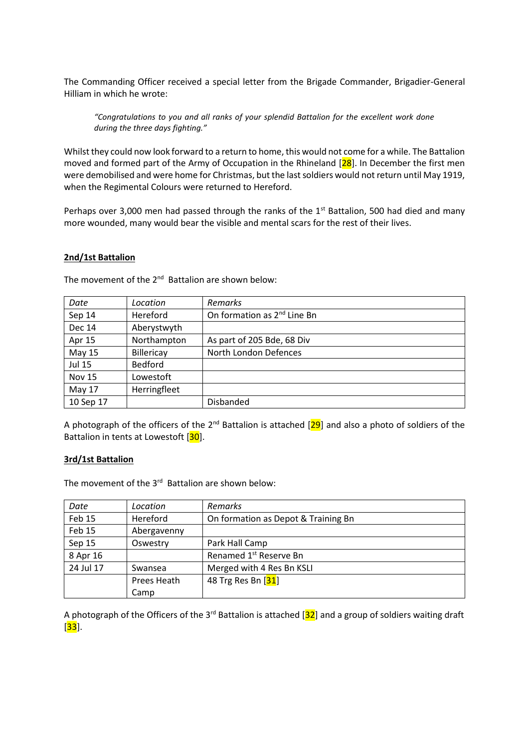The Commanding Officer received a special letter from the Brigade Commander, Brigadier-General Hilliam in which he wrote:

> *"Congratulations to you and all ranks of your splendid Battalion for the excellent work done during the three days fighting."*

Whilst they could now look forward to a return to home, this would not come for a while. The Battalion moved and formed part of the Army of Occupation in the Rhineland [28]. In December the first men were demobilised and were home for Christmas, but the last soldiers would not return until May 1919, when the Regimental Colours were returned to Hereford.

Perhaps over 3,000 men had passed through the ranks of the 1st Battalion, 500 had died and many more wounded, many would bear the visible and mental scars for the rest of their lives.

## **2nd/1st Battalion**

The movement of the 2nd Battalion are shown below:

| *Date* | *Location* | *Remarks* |
|---|---|---|
| Sep 14 | Hereford | On formation as 2nd Line Bn |
| Dec 14 | Aberystwyth | |
| Apr 15 | Northampton | As part of 205 Bde, 68 Div |
| May 15 | Billericay | North London Defences |
| Jul 15 | Bedford | |
| Nov 15 | Lowestoft | |
| May 17 | Herringfleet | |
| 10 Sep 17 | | Disbanded |

A photograph of the officers of the 2nd Battalion is attached [29] and also a photo of soldiers of the Battalion in tents at Lowestoft [30].

## **3rd/1st Battalion**

The movement of the 3rd Battalion are shown below:

| *Date* | *Location* | *Remarks* |
|---|---|---|
| Feb 15 | Hereford | On formation as Depot & Training Bn |
| Feb 15 | Abergavenny | |
| Sep 15 | Oswestry | Park Hall Camp |
| 8 Apr 16 | | Renamed 1st Reserve Bn |
| 24 Jul 17 | Swansea | Merged with 4 Res Bn KSLI |
| | Prees Heath Camp | 48 Trg Res Bn [31] |

A photograph of the Officers of the 3rd Battalion is attached [32] and a group of soldiers waiting draft [33].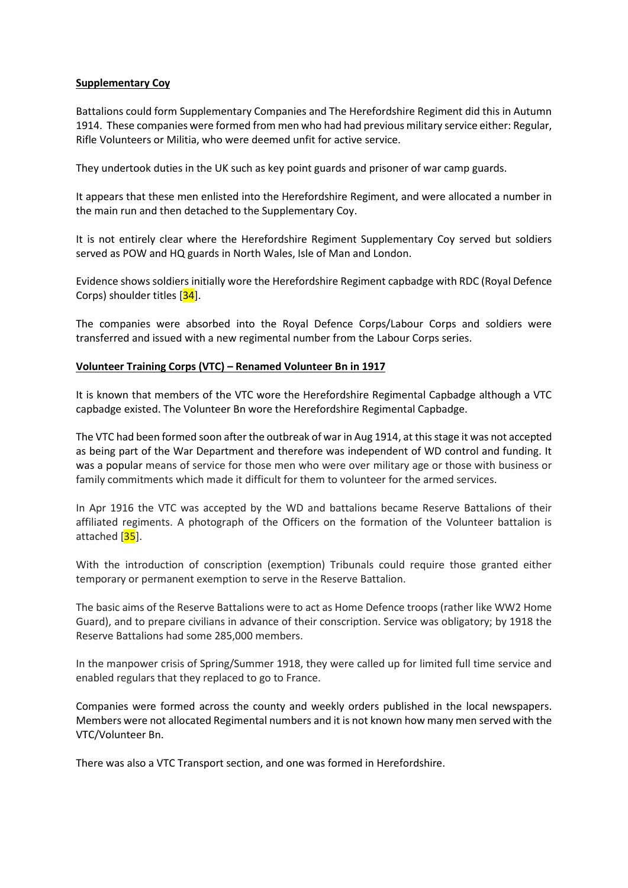**Supplementary Coy**

Battalions could form Supplementary Companies and The Herefordshire Regiment did this in Autumn 1914. These companies were formed from men who had had previous military service either: Regular, Rifle Volunteers or Militia, who were deemed unfit for active service.

They undertook duties in the UK such as key point guards and prisoner of war camp guards.

It appears that these men enlisted into the Herefordshire Regiment, and were allocated a number in the main run and then detached to the Supplementary Coy.

It is not entirely clear where the Herefordshire Regiment Supplementary Coy served but soldiers served as POW and HQ guards in North Wales, Isle of Man and London.

Evidence shows soldiers initially wore the Herefordshire Regiment capbadge with RDC (Royal Defence Corps) shoulder titles [34].

The companies were absorbed into the Royal Defence Corps/Labour Corps and soldiers were transferred and issued with a new regimental number from the Labour Corps series.

**Volunteer Training Corps (VTC) – Renamed Volunteer Bn in 1917**

It is known that members of the VTC wore the Herefordshire Regimental Capbadge although a VTC capbadge existed. The Volunteer Bn wore the Herefordshire Regimental Capbadge.

The VTC had been formed soon after the outbreak of war in Aug 1914, at this stage it was not accepted as being part of the War Department and therefore was independent of WD control and funding. It was a popular means of service for those men who were over military age or those with business or family commitments which made it difficult for them to volunteer for the armed services.

In Apr 1916 the VTC was accepted by the WD and battalions became Reserve Battalions of their affiliated regiments. A photograph of the Officers on the formation of the Volunteer battalion is attached [35].

With the introduction of conscription (exemption) Tribunals could require those granted either temporary or permanent exemption to serve in the Reserve Battalion.

The basic aims of the Reserve Battalions were to act as Home Defence troops (rather like WW2 Home Guard), and to prepare civilians in advance of their conscription. Service was obligatory; by 1918 the Reserve Battalions had some 285,000 members.

In the manpower crisis of Spring/Summer 1918, they were called up for limited full time service and enabled regulars that they replaced to go to France.

Companies were formed across the county and weekly orders published in the local newspapers. Members were not allocated Regimental numbers and it is not known how many men served with the VTC/Volunteer Bn.

There was also a VTC Transport section, and one was formed in Herefordshire.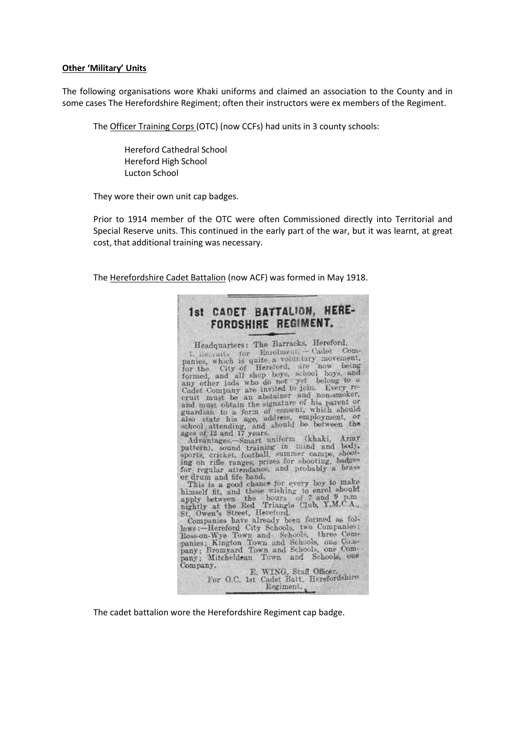**Other 'Military' Units**

The following organisations wore Khaki uniforms and claimed an association to the County and in some cases The Herefordshire Regiment; often their instructors were ex members of the Regiment.

The Officer Training Corps (OTC) (now CCFs) had units in 3 county schools:

Hereford Cathedral School
Hereford High School
Lucton School

They wore their own unit cap badges.

Prior to 1914 member of the OTC were often Commissioned directly into Territorial and Special Reserve units. This continued in the early part of the war, but it was learnt, at great cost, that additional training was necessary.

The Herefordshire Cadet Battalion (now ACF) was formed in May 1918.

**1st CADET BATTALION, HEREFORDSHIRE REGIMENT.**

Headquarters: The Barracks, Hereford.

1. Recruits for Enrolment.—Cadet Companies, which is quite a voluntary movement, for the City of Hereford, are now being formed, and all shop boys, school boys, and any other lads who do not yet belong to a Cadet Company are invited to join. Every recruit must be an abstainer and non-smoker, and must obtain the signature of his parent or guardian to a form of consent, which should also state his age, address, employment, or school attending, and should be between the ages of 12 and 17 years.

Advantages.—Smart uniform (khaki, Army pattern), sound training in mind and body, sports, cricket, football, summer camps, shooting on rifle ranges, prizes for shooting, badges for regular attendance, and probably a brass or drum and fife band.

This is a good chance for every boy to make himself fit, and those wishing to enrol should apply between the hours of 7 and 9 p.m. nightly at the Red Triangle Club, Y.M.C.A., St. Owen's Street, Hereford.

Companies have already been formed as follows:—Hereford City Schools, two Companies; Ross-on-Wye Town and Schools, three Companies; Kington Town and Schools, one Company; Bromyard Town and Schools, one Company; Mitcheldean Town and Schools, one Company.

E. WING, Staff Officer.
For O.C. 1st Cadet Batt. Herefordshire Regiment.

The cadet battalion wore the Herefordshire Regiment cap badge.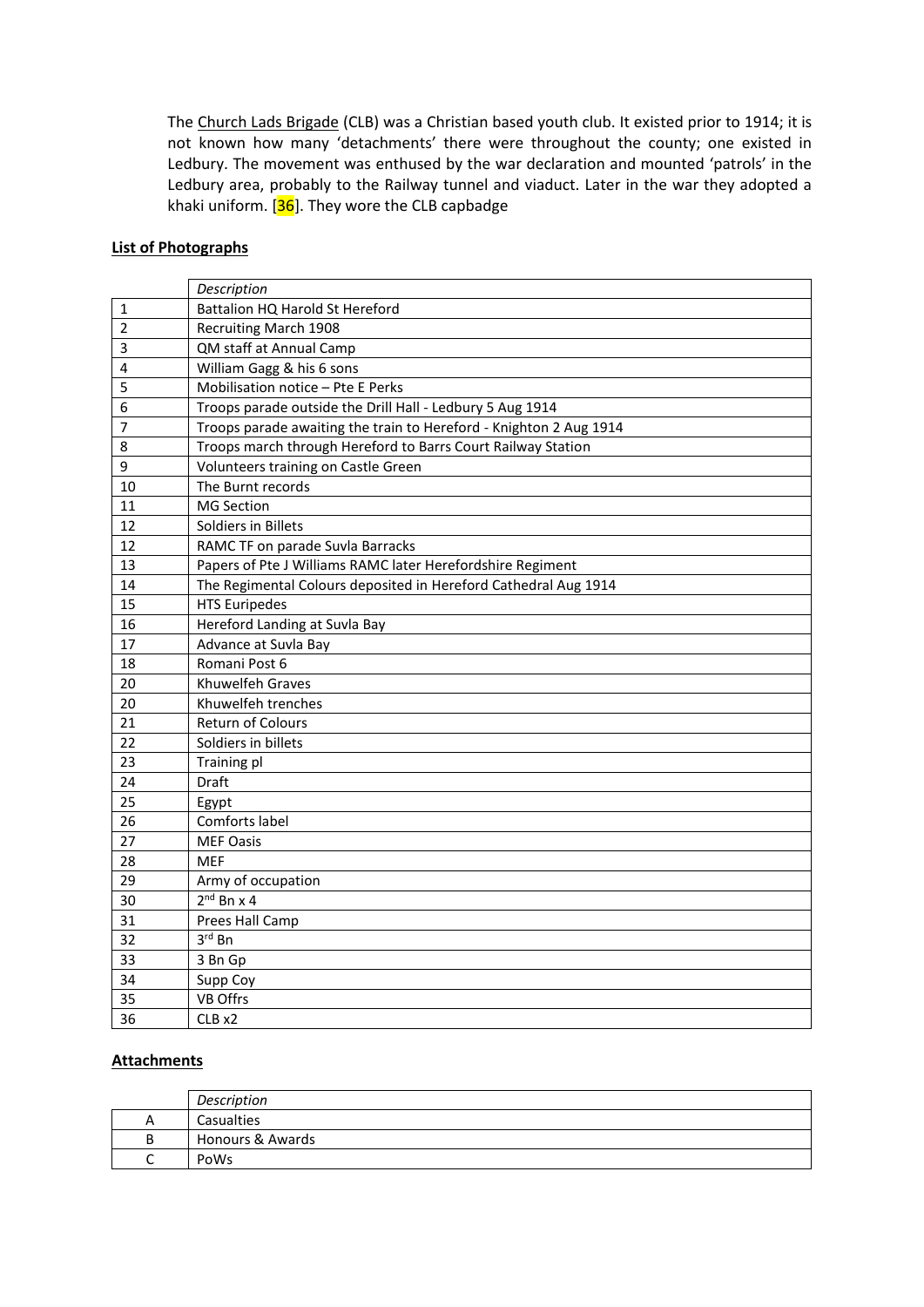The Church Lads Brigade (CLB) was a Christian based youth club. It existed prior to 1914; it is not known how many 'detachments' there were throughout the county; one existed in Ledbury. The movement was enthused by the war declaration and mounted 'patrols' in the Ledbury area, probably to the Railway tunnel and viaduct. Later in the war they adopted a khaki uniform. [36]. They wore the CLB capbadge

**List of Photographs**

| | *Description* |
|---|---|
| 1 | Battalion HQ Harold St Hereford |
| 2 | Recruiting March 1908 |
| 3 | QM staff at Annual Camp |
| 4 | William Gagg & his 6 sons |
| 5 | Mobilisation notice – Pte E Perks |
| 6 | Troops parade outside the Drill Hall - Ledbury 5 Aug 1914 |
| 7 | Troops parade awaiting the train to Hereford - Knighton 2 Aug 1914 |
| 8 | Troops march through Hereford to Barrs Court Railway Station |
| 9 | Volunteers training on Castle Green |
| 10 | The Burnt records |
| 11 | MG Section |
| 12 | Soldiers in Billets |
| 12 | RAMC TF on parade Suvla Barracks |
| 13 | Papers of Pte J Williams RAMC later Herefordshire Regiment |
| 14 | The Regimental Colours deposited in Hereford Cathedral Aug 1914 |
| 15 | HTS Euripedes |
| 16 | Hereford Landing at Suvla Bay |
| 17 | Advance at Suvla Bay |
| 18 | Romani Post 6 |
| 20 | Khuwelfeh Graves |
| 20 | Khuwelfeh trenches |
| 21 | Return of Colours |
| 22 | Soldiers in billets |
| 23 | Training pl |
| 24 | Draft |
| 25 | Egypt |
| 26 | Comforts label |
| 27 | MEF Oasis |
| 28 | MEF |
| 29 | Army of occupation |
| 30 | 2nd Bn x 4 |
| 31 | Prees Hall Camp |
| 32 | 3rd Bn |
| 33 | 3 Bn Gp |
| 34 | Supp Coy |
| 35 | VB Offrs |
| 36 | CLB x2 |

**Attachments**

| | *Description* |
|---|---|
| A | Casualties |
| B | Honours & Awards |
| C | PoWs |